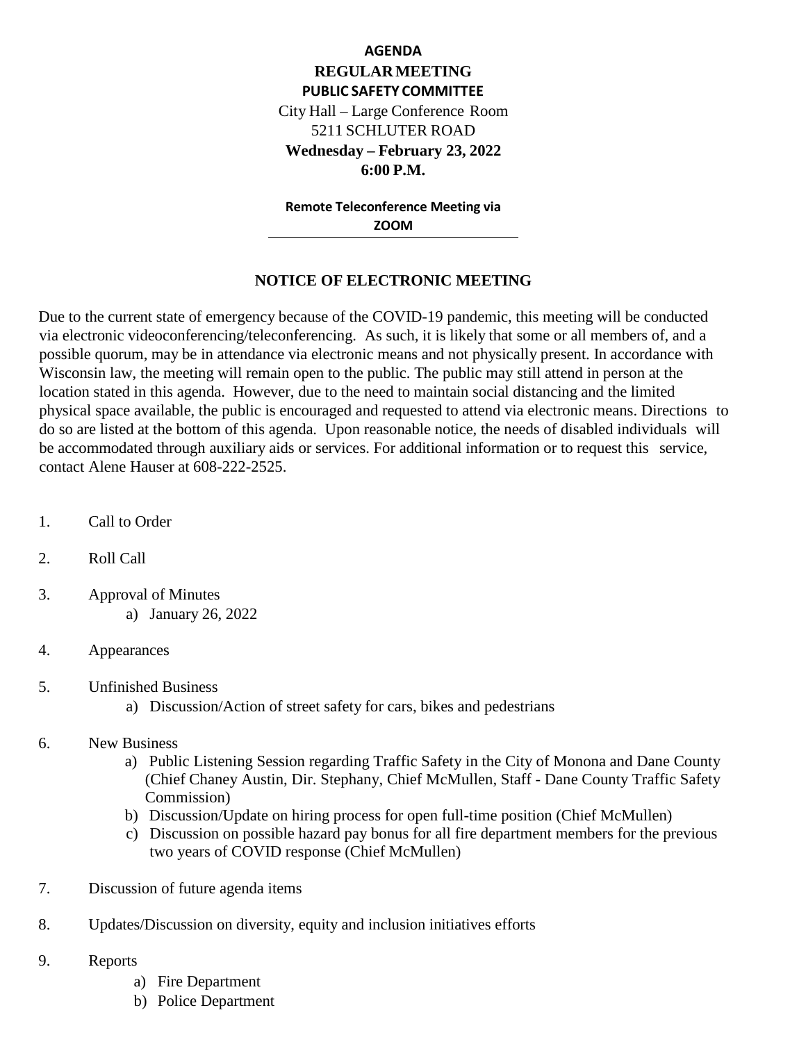# AGENDA

## REGULAR MEETING

## PUBLIC SAFETY COMMITTEE

City Hall – Large Conference Room
5211 SCHLUTER ROAD
**Wednesday – February 23, 2022**
**6:00 P.M.**

**Remote Teleconference Meeting via ZOOM**

---

### NOTICE OF ELECTRONIC MEETING

Due to the current state of emergency because of the COVID-19 pandemic, this meeting will be conducted via electronic videoconferencing/teleconferencing. As such, it is likely that some or all members of, and a possible quorum, may be in attendance via electronic means and not physically present. In accordance with Wisconsin law, the meeting will remain open to the public. The public may still attend in person at the location stated in this agenda. However, due to the need to maintain social distancing and the limited physical space available, the public is encouraged and requested to attend via electronic means. Directions to do so are listed at the bottom of this agenda. Upon reasonable notice, the needs of disabled individuals will be accommodated through auxiliary aids or services. For additional information or to request this service, contact Alene Hauser at 608-222-2525.

1. Call to Order

2. Roll Call

3. Approval of Minutes
   a) January 26, 2022

4. Appearances

5. Unfinished Business
   a) Discussion/Action of street safety for cars, bikes and pedestrians

6. New Business
   a) Public Listening Session regarding Traffic Safety in the City of Monona and Dane County (Chief Chaney Austin, Dir. Stephany, Chief McMullen, Staff - Dane County Traffic Safety Commission)
   b) Discussion/Update on hiring process for open full-time position (Chief McMullen)
   c) Discussion on possible hazard pay bonus for all fire department members for the previous two years of COVID response (Chief McMullen)

7. Discussion of future agenda items

8. Updates/Discussion on diversity, equity and inclusion initiatives efforts

9. Reports
   a) Fire Department
   b) Police Department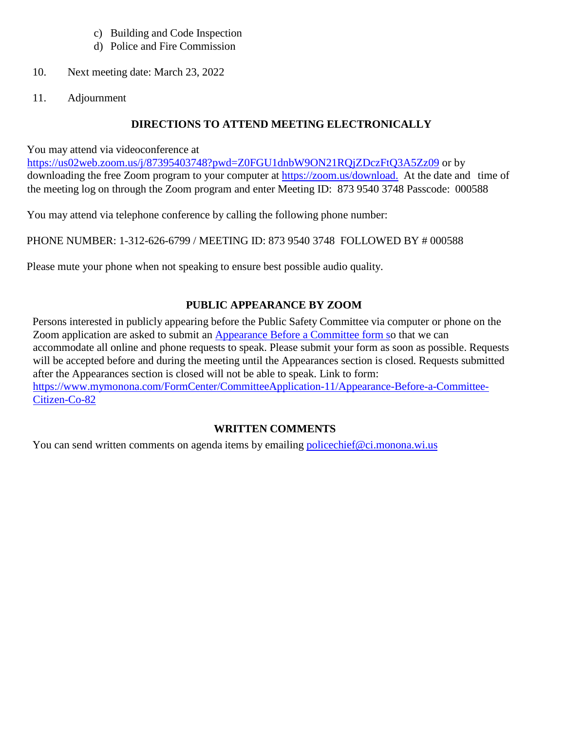c) Building and Code Inspection
d) Police and Fire Commission

10. Next meeting date: March 23, 2022

11. Adjournment

## DIRECTIONS TO ATTEND MEETING ELECTRONICALLY

You may attend via videoconference at https://us02web.zoom.us/j/87395403748?pwd=Z0FGU1dnbW9ON21RQjZDczFtQ3A5Zz09 or by downloading the free Zoom program to your computer at https://zoom.us/download. At the date and time of the meeting log on through the Zoom program and enter Meeting ID: 873 9540 3748 Passcode: 000588

You may attend via telephone conference by calling the following phone number:

PHONE NUMBER: 1-312-626-6799 / MEETING ID: 873 9540 3748 FOLLOWED BY # 000588

Please mute your phone when not speaking to ensure best possible audio quality.

## PUBLIC APPEARANCE BY ZOOM

Persons interested in publicly appearing before the Public Safety Committee via computer or phone on the Zoom application are asked to submit an Appearance Before a Committee form so that we can accommodate all online and phone requests to speak. Please submit your form as soon as possible. Requests will be accepted before and during the meeting until the Appearances section is closed. Requests submitted after the Appearances section is closed will not be able to speak. Link to form: https://www.mymonona.com/FormCenter/CommitteeApplication-11/Appearance-Before-a-Committee-Citizen-Co-82

## WRITTEN COMMENTS

You can send written comments on agenda items by emailing policechief@ci.monona.wi.us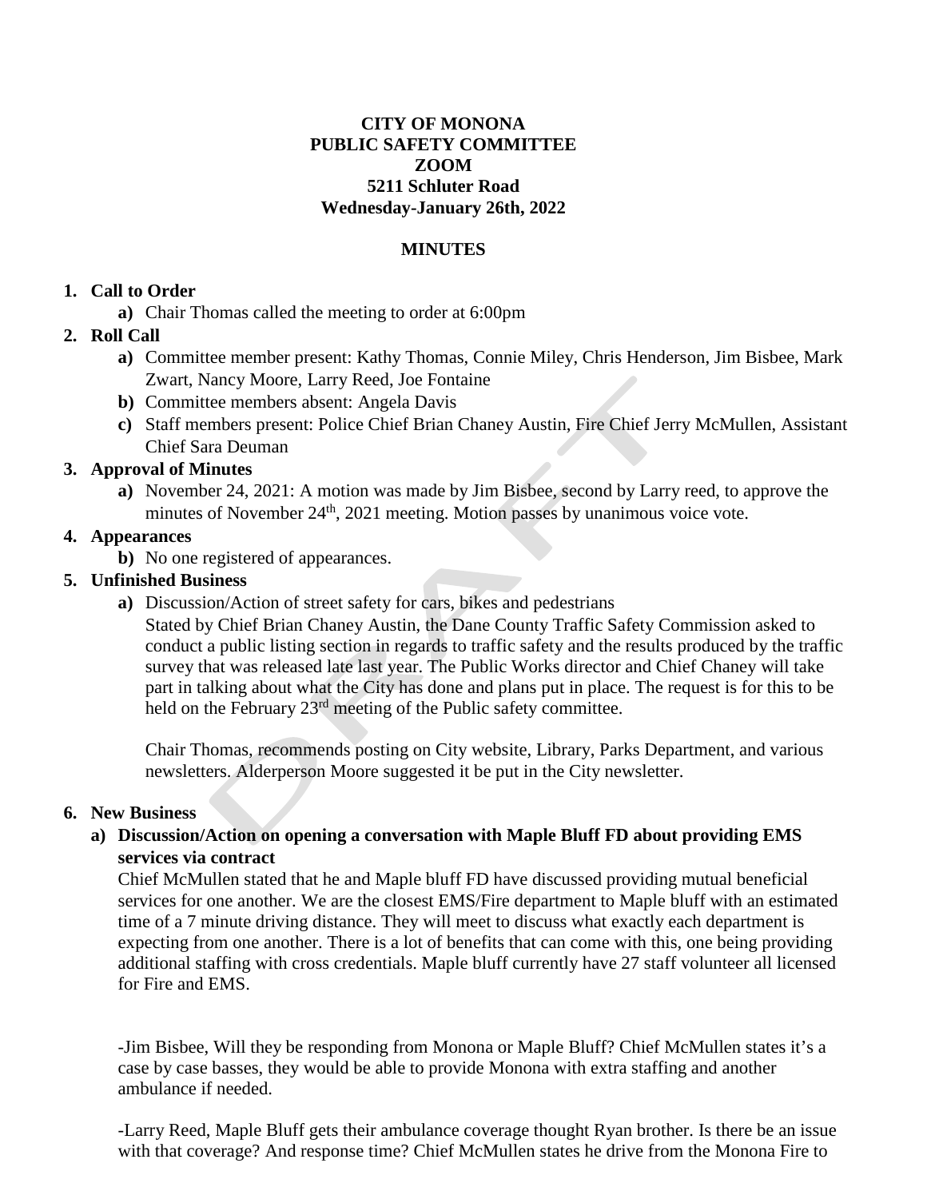**CITY OF MONONA**
**PUBLIC SAFETY COMMITTEE**
**ZOOM**
**5211 Schluter Road**
**Wednesday-January 26th, 2022**

**MINUTES**

1. **Call to Order**
   a) Chair Thomas called the meeting to order at 6:00pm
2. **Roll Call**
   a) Committee member present: Kathy Thomas, Connie Miley, Chris Henderson, Jim Bisbee, Mark Zwart, Nancy Moore, Larry Reed, Joe Fontaine
   b) Committee members absent: Angela Davis
   c) Staff members present: Police Chief Brian Chaney Austin, Fire Chief Jerry McMullen, Assistant Chief Sara Deuman
3. **Approval of Minutes**
   a) November 24, 2021: A motion was made by Jim Bisbee, second by Larry reed, to approve the minutes of November 24th, 2021 meeting. Motion passes by unanimous voice vote.
4. **Appearances**
   b) No one registered of appearances.
5. **Unfinished Business**
   a) Discussion/Action of street safety for cars, bikes and pedestrians
   Stated by Chief Brian Chaney Austin, the Dane County Traffic Safety Commission asked to conduct a public listing section in regards to traffic safety and the results produced by the traffic survey that was released late last year. The Public Works director and Chief Chaney will take part in talking about what the City has done and plans put in place. The request is for this to be held on the February 23rd meeting of the Public safety committee.

   Chair Thomas, recommends posting on City website, Library, Parks Department, and various newsletters. Alderperson Moore suggested it be put in the City newsletter.

6. **New Business**
   a) **Discussion/Action on opening a conversation with Maple Bluff FD about providing EMS services via contract**
   Chief McMullen stated that he and Maple bluff FD have discussed providing mutual beneficial services for one another. We are the closest EMS/Fire department to Maple bluff with an estimated time of a 7 minute driving distance. They will meet to discuss what exactly each department is expecting from one another. There is a lot of benefits that can come with this, one being providing additional staffing with cross credentials. Maple bluff currently have 27 staff volunteer all licensed for Fire and EMS.

   -Jim Bisbee, Will they be responding from Monona or Maple Bluff? Chief McMullen states it's a case by case basses, they would be able to provide Monona with extra staffing and another ambulance if needed.

   -Larry Reed, Maple Bluff gets their ambulance coverage thought Ryan brother. Is there be an issue with that coverage? And response time? Chief McMullen states he drive from the Monona Fire to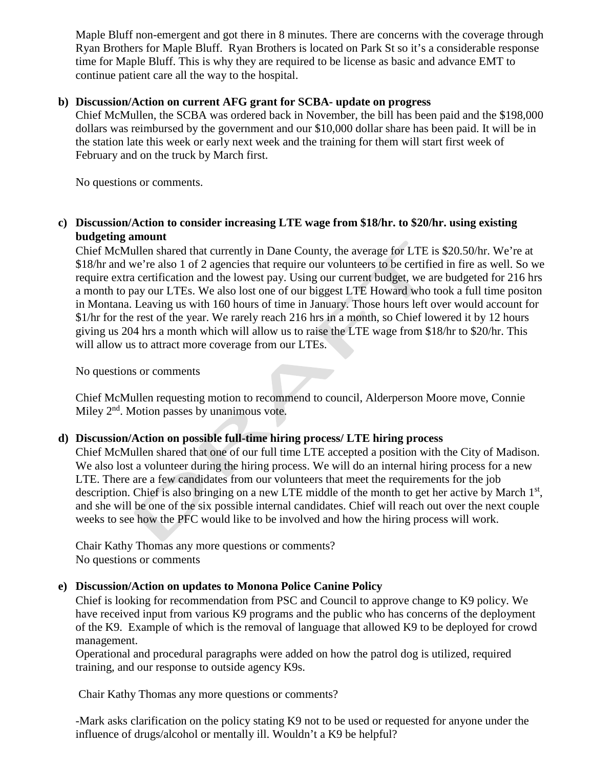Maple Bluff non-emergent and got there in 8 minutes. There are concerns with the coverage through Ryan Brothers for Maple Bluff. Ryan Brothers is located on Park St so it's a considerable response time for Maple Bluff. This is why they are required to be license as basic and advance EMT to continue patient care all the way to the hospital.

**b) Discussion/Action on current AFG grant for SCBA- update on progress**

Chief McMullen, the SCBA was ordered back in November, the bill has been paid and the $198,000 dollars was reimbursed by the government and our $10,000 dollar share has been paid. It will be in the station late this week or early next week and the training for them will start first week of February and on the truck by March first.

No questions or comments.

**c) Discussion/Action to consider increasing LTE wage from $18/hr. to $20/hr. using existing budgeting amount**

Chief McMullen shared that currently in Dane County, the average for LTE is $20.50/hr. We're at $18/hr and we're also 1 of 2 agencies that require our volunteers to be certified in fire as well. So we require extra certification and the lowest pay. Using our current budget, we are budgeted for 216 hrs a month to pay our LTEs. We also lost one of our biggest LTE Howard who took a full time positon in Montana. Leaving us with 160 hours of time in January. Those hours left over would account for $1/hr for the rest of the year. We rarely reach 216 hrs in a month, so Chief lowered it by 12 hours giving us 204 hrs a month which will allow us to raise the LTE wage from $18/hr to $20/hr. This will allow us to attract more coverage from our LTEs.

No questions or comments

Chief McMullen requesting motion to recommend to council, Alderperson Moore move, Connie Miley 2nd. Motion passes by unanimous vote.

**d) Discussion/Action on possible full-time hiring process/ LTE hiring process**

Chief McMullen shared that one of our full time LTE accepted a position with the City of Madison. We also lost a volunteer during the hiring process. We will do an internal hiring process for a new LTE. There are a few candidates from our volunteers that meet the requirements for the job description. Chief is also bringing on a new LTE middle of the month to get her active by March 1st, and she will be one of the six possible internal candidates. Chief will reach out over the next couple weeks to see how the PFC would like to be involved and how the hiring process will work.

Chair Kathy Thomas any more questions or comments?
No questions or comments

**e) Discussion/Action on updates to Monona Police Canine Policy**

Chief is looking for recommendation from PSC and Council to approve change to K9 policy. We have received input from various K9 programs and the public who has concerns of the deployment of the K9. Example of which is the removal of language that allowed K9 to be deployed for crowd management.
Operational and procedural paragraphs were added on how the patrol dog is utilized, required training, and our response to outside agency K9s.

Chair Kathy Thomas any more questions or comments?

-Mark asks clarification on the policy stating K9 not to be used or requested for anyone under the influence of drugs/alcohol or mentally ill. Wouldn't a K9 be helpful?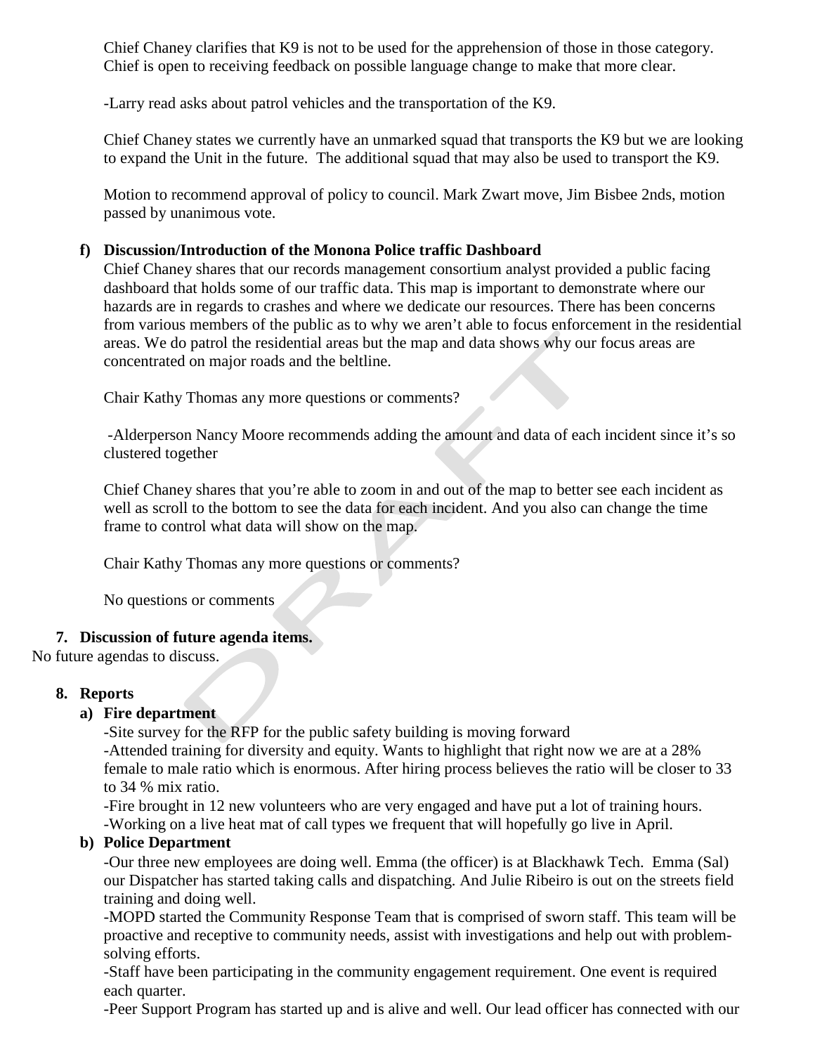Chief Chaney clarifies that K9 is not to be used for the apprehension of those in those category. Chief is open to receiving feedback on possible language change to make that more clear.

-Larry read asks about patrol vehicles and the transportation of the K9.

Chief Chaney states we currently have an unmarked squad that transports the K9 but we are looking to expand the Unit in the future. The additional squad that may also be used to transport the K9.

Motion to recommend approval of policy to council. Mark Zwart move, Jim Bisbee 2nds, motion passed by unanimous vote.

**f) Discussion/Introduction of the Monona Police traffic Dashboard**

Chief Chaney shares that our records management consortium analyst provided a public facing dashboard that holds some of our traffic data. This map is important to demonstrate where our hazards are in regards to crashes and where we dedicate our resources. There has been concerns from various members of the public as to why we aren't able to focus enforcement in the residential areas. We do patrol the residential areas but the map and data shows why our focus areas are concentrated on major roads and the beltline.

Chair Kathy Thomas any more questions or comments?

-Alderperson Nancy Moore recommends adding the amount and data of each incident since it's so clustered together

Chief Chaney shares that you're able to zoom in and out of the map to better see each incident as well as scroll to the bottom to see the data for each incident. And you also can change the time frame to control what data will show on the map.

Chair Kathy Thomas any more questions or comments?

No questions or comments

**7. Discussion of future agenda items.**

No future agendas to discuss.

**8. Reports**

**a) Fire department**

-Site survey for the RFP for the public safety building is moving forward
-Attended training for diversity and equity. Wants to highlight that right now we are at a 28% female to male ratio which is enormous. After hiring process believes the ratio will be closer to 33 to 34 % mix ratio.
-Fire brought in 12 new volunteers who are very engaged and have put a lot of training hours.
-Working on a live heat mat of call types we frequent that will hopefully go live in April.

**b) Police Department**

-Our three new employees are doing well. Emma (the officer) is at Blackhawk Tech. Emma (Sal) our Dispatcher has started taking calls and dispatching. And Julie Ribeiro is out on the streets field training and doing well.
-MOPD started the Community Response Team that is comprised of sworn staff. This team will be proactive and receptive to community needs, assist with investigations and help out with problem-solving efforts.
-Staff have been participating in the community engagement requirement. One event is required each quarter.
-Peer Support Program has started up and is alive and well. Our lead officer has connected with our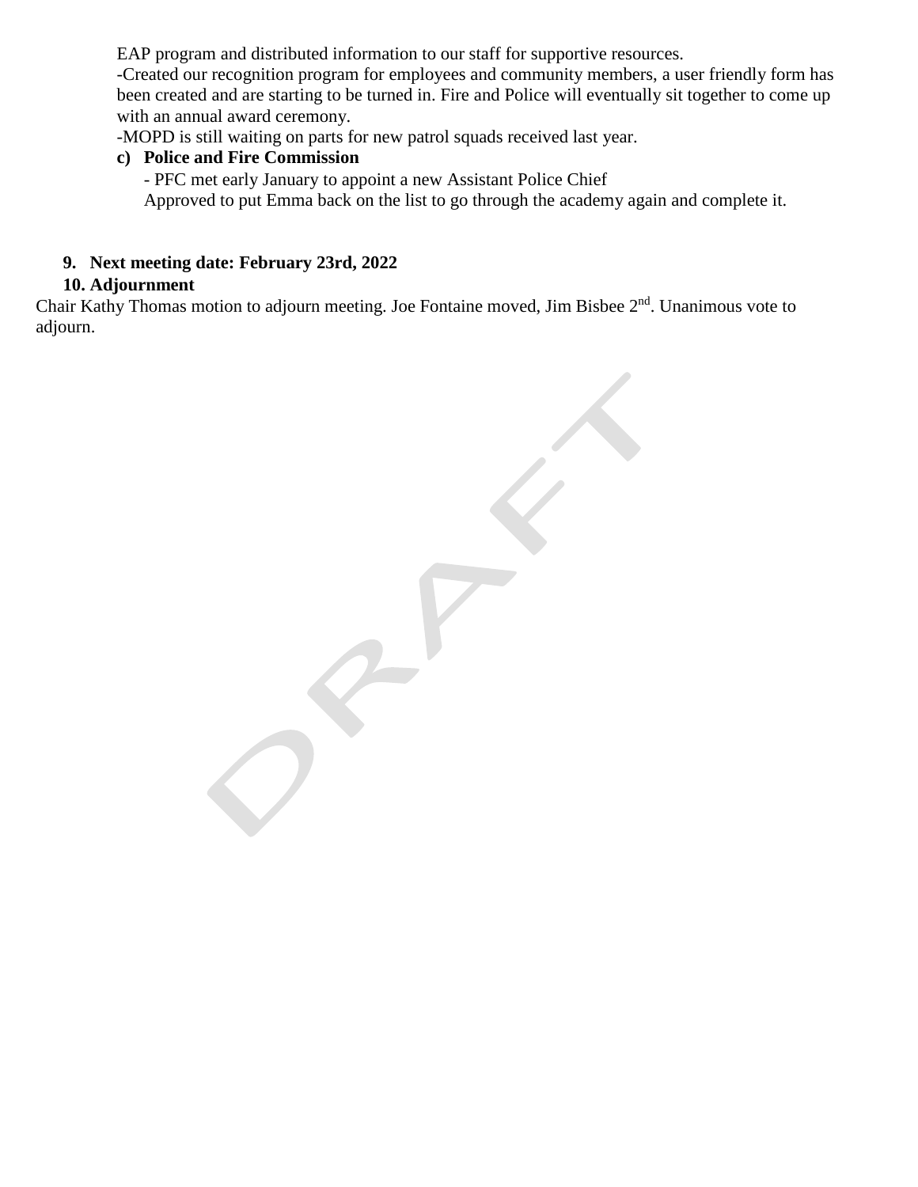EAP program and distributed information to our staff for supportive resources.

-Created our recognition program for employees and community members, a user friendly form has been created and are starting to be turned in. Fire and Police will eventually sit together to come up with an annual award ceremony.

-MOPD is still waiting on parts for new patrol squads received last year.

**c) Police and Fire Commission**

- PFC met early January to appoint a new Assistant Police Chief

Approved to put Emma back on the list to go through the academy again and complete it.

**9. Next meeting date: February 23rd, 2022**

**10. Adjournment**

Chair Kathy Thomas motion to adjourn meeting. Joe Fontaine moved, Jim Bisbee 2nd. Unanimous vote to adjourn.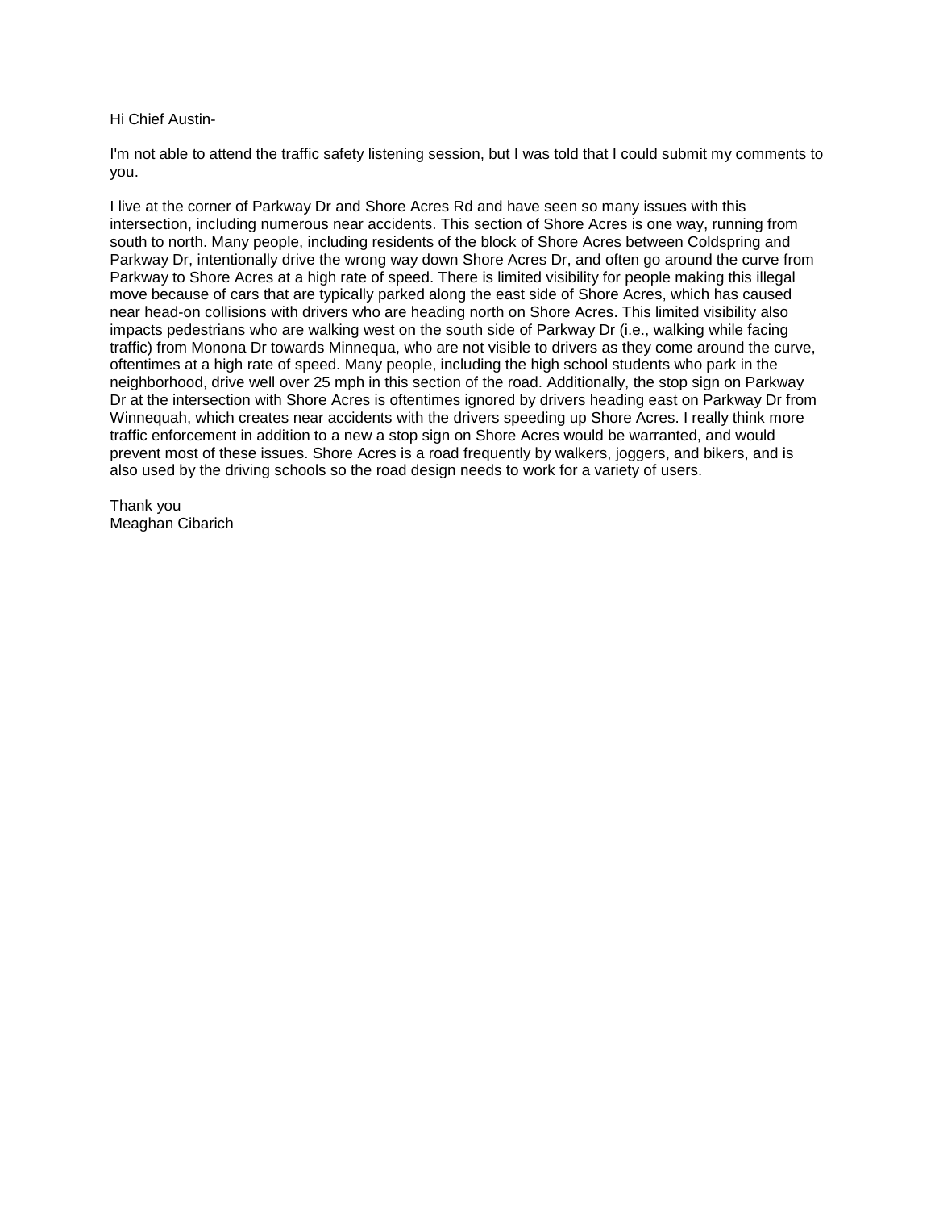Hi Chief Austin-

I'm not able to attend the traffic safety listening session, but I was told that I could submit my comments to you.

I live at the corner of Parkway Dr and Shore Acres Rd and have seen so many issues with this intersection, including numerous near accidents. This section of Shore Acres is one way, running from south to north. Many people, including residents of the block of Shore Acres between Coldspring and Parkway Dr, intentionally drive the wrong way down Shore Acres Dr, and often go around the curve from Parkway to Shore Acres at a high rate of speed. There is limited visibility for people making this illegal move because of cars that are typically parked along the east side of Shore Acres, which has caused near head-on collisions with drivers who are heading north on Shore Acres. This limited visibility also impacts pedestrians who are walking west on the south side of Parkway Dr (i.e., walking while facing traffic) from Monona Dr towards Minnequa, who are not visible to drivers as they come around the curve, oftentimes at a high rate of speed. Many people, including the high school students who park in the neighborhood, drive well over 25 mph in this section of the road. Additionally, the stop sign on Parkway Dr at the intersection with Shore Acres is oftentimes ignored by drivers heading east on Parkway Dr from Winnequah, which creates near accidents with the drivers speeding up Shore Acres. I really think more traffic enforcement in addition to a new a stop sign on Shore Acres would be warranted, and would prevent most of these issues. Shore Acres is a road frequently by walkers, joggers, and bikers, and is also used by the driving schools so the road design needs to work for a variety of users.

Thank you  
Meaghan Cibarich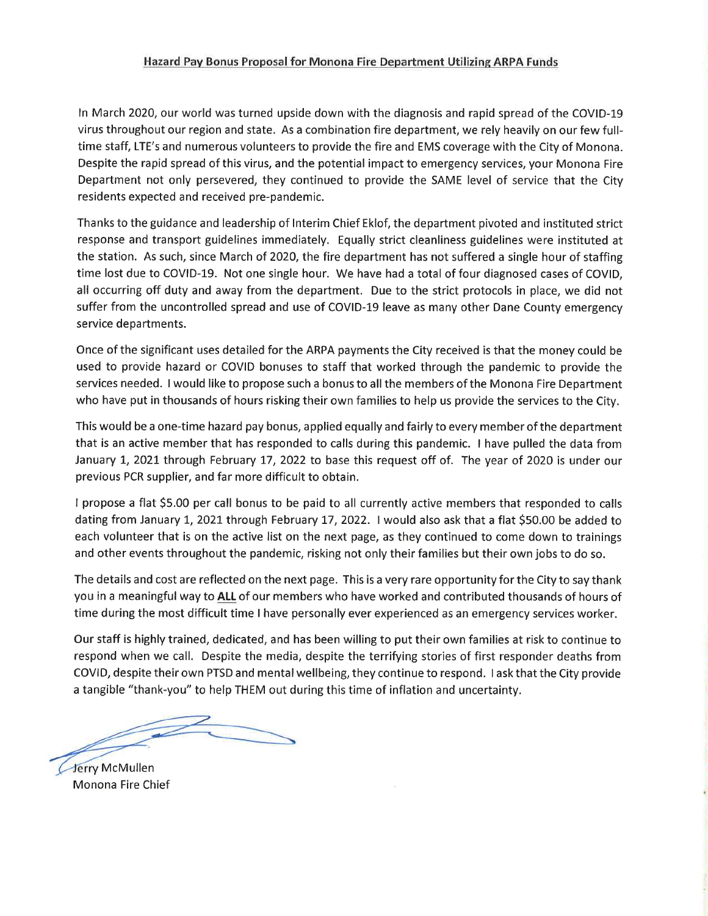**Hazard Pay Bonus Proposal for Monona Fire Department Utilizing ARPA Funds**

In March 2020, our world was turned upside down with the diagnosis and rapid spread of the COVID-19 virus throughout our region and state. As a combination fire department, we rely heavily on our few full-time staff, LTE's and numerous volunteers to provide the fire and EMS coverage with the City of Monona. Despite the rapid spread of this virus, and the potential impact to emergency services, your Monona Fire Department not only persevered, they continued to provide the SAME level of service that the City residents expected and received pre-pandemic.

Thanks to the guidance and leadership of Interim Chief Eklof, the department pivoted and instituted strict response and transport guidelines immediately. Equally strict cleanliness guidelines were instituted at the station. As such, since March of 2020, the fire department has not suffered a single hour of staffing time lost due to COVID-19. Not one single hour. We have had a total of four diagnosed cases of COVID, all occurring off duty and away from the department. Due to the strict protocols in place, we did not suffer from the uncontrolled spread and use of COVID-19 leave as many other Dane County emergency service departments.

Once of the significant uses detailed for the ARPA payments the City received is that the money could be used to provide hazard or COVID bonuses to staff that worked through the pandemic to provide the services needed. I would like to propose such a bonus to all the members of the Monona Fire Department who have put in thousands of hours risking their own families to help us provide the services to the City.

This would be a one-time hazard pay bonus, applied equally and fairly to every member of the department that is an active member that has responded to calls during this pandemic. I have pulled the data from January 1, 2021 through February 17, 2022 to base this request off of. The year of 2020 is under our previous PCR supplier, and far more difficult to obtain.

I propose a flat $5.00 per call bonus to be paid to all currently active members that responded to calls dating from January 1, 2021 through February 17, 2022. I would also ask that a flat $50.00 be added to each volunteer that is on the active list on the next page, as they continued to come down to trainings and other events throughout the pandemic, risking not only their families but their own jobs to do so.

The details and cost are reflected on the next page. This is a very rare opportunity for the City to say thank you in a meaningful way to **ALL** of our members who have worked and contributed thousands of hours of time during the most difficult time I have personally ever experienced as an emergency services worker.

Our staff is highly trained, dedicated, and has been willing to put their own families at risk to continue to respond when we call. Despite the media, despite the terrifying stories of first responder deaths from COVID, despite their own PTSD and mental wellbeing, they continue to respond. I ask that the City provide a tangible "thank-you" to help THEM out during this time of inflation and uncertainty.

Jerry McMullen
Monona Fire Chief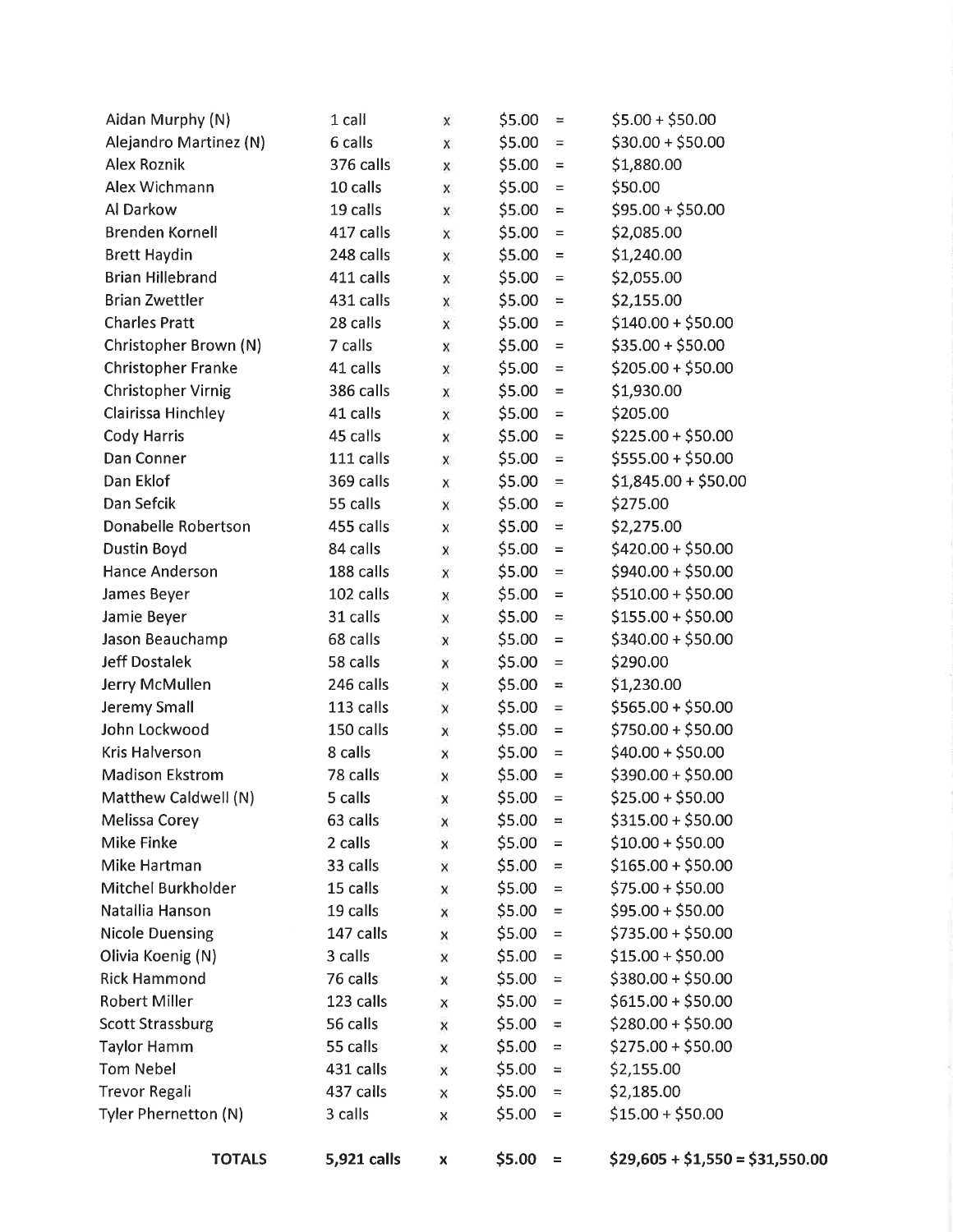| | | | | | |
|---|---|---|---|---|---|
| Aidan Murphy (N) | 1 call | x | $5.00 | = | $5.00 + $50.00 |
| Alejandro Martinez (N) | 6 calls | x | $5.00 | = | $30.00 + $50.00 |
| Alex Roznik | 376 calls | x | $5.00 | = | $1,880.00 |
| Alex Wichmann | 10 calls | x | $5.00 | = | $50.00 |
| Al Darkow | 19 calls | x | $5.00 | = | $95.00 + $50.00 |
| Brenden Kornell | 417 calls | x | $5.00 | = | $2,085.00 |
| Brett Haydin | 248 calls | x | $5.00 | = | $1,240.00 |
| Brian Hillebrand | 411 calls | x | $5.00 | = | $2,055.00 |
| Brian Zwettler | 431 calls | x | $5.00 | = | $2,155.00 |
| Charles Pratt | 28 calls | x | $5.00 | = | $140.00 + $50.00 |
| Christopher Brown (N) | 7 calls | x | $5.00 | = | $35.00 + $50.00 |
| Christopher Franke | 41 calls | x | $5.00 | = | $205.00 + $50.00 |
| Christopher Virnig | 386 calls | x | $5.00 | = | $1,930.00 |
| Clairissa Hinchley | 41 calls | x | $5.00 | = | $205.00 |
| Cody Harris | 45 calls | x | $5.00 | = | $225.00 + $50.00 |
| Dan Conner | 111 calls | x | $5.00 | = | $555.00 + $50.00 |
| Dan Eklof | 369 calls | x | $5.00 | = | $1,845.00 + $50.00 |
| Dan Sefcik | 55 calls | x | $5.00 | = | $275.00 |
| Donabelle Robertson | 455 calls | x | $5.00 | = | $2,275.00 |
| Dustin Boyd | 84 calls | x | $5.00 | = | $420.00 + $50.00 |
| Hance Anderson | 188 calls | x | $5.00 | = | $940.00 + $50.00 |
| James Beyer | 102 calls | x | $5.00 | = | $510.00 + $50.00 |
| Jamie Beyer | 31 calls | x | $5.00 | = | $155.00 + $50.00 |
| Jason Beauchamp | 68 calls | x | $5.00 | = | $340.00 + $50.00 |
| Jeff Dostalek | 58 calls | x | $5.00 | = | $290.00 |
| Jerry McMullen | 246 calls | x | $5.00 | = | $1,230.00 |
| Jeremy Small | 113 calls | x | $5.00 | = | $565.00 + $50.00 |
| John Lockwood | 150 calls | x | $5.00 | = | $750.00 + $50.00 |
| Kris Halverson | 8 calls | x | $5.00 | = | $40.00 + $50.00 |
| Madison Ekstrom | 78 calls | x | $5.00 | = | $390.00 + $50.00 |
| Matthew Caldwell (N) | 5 calls | x | $5.00 | = | $25.00 + $50.00 |
| Melissa Corey | 63 calls | x | $5.00 | = | $315.00 + $50.00 |
| Mike Finke | 2 calls | x | $5.00 | = | $10.00 + $50.00 |
| Mike Hartman | 33 calls | x | $5.00 | = | $165.00 + $50.00 |
| Mitchel Burkholder | 15 calls | x | $5.00 | = | $75.00 + $50.00 |
| Natallia Hanson | 19 calls | x | $5.00 | = | $95.00 + $50.00 |
| Nicole Duensing | 147 calls | x | $5.00 | = | $735.00 + $50.00 |
| Olivia Koenig (N) | 3 calls | x | $5.00 | = | $15.00 + $50.00 |
| Rick Hammond | 76 calls | x | $5.00 | = | $380.00 + $50.00 |
| Robert Miller | 123 calls | x | $5.00 | = | $615.00 + $50.00 |
| Scott Strassburg | 56 calls | x | $5.00 | = | $280.00 + $50.00 |
| Taylor Hamm | 55 calls | x | $5.00 | = | $275.00 + $50.00 |
| Tom Nebel | 431 calls | x | $5.00 | = | $2,155.00 |
| Trevor Regali | 437 calls | x | $5.00 | = | $2,185.00 |
| Tyler Phernetton (N) | 3 calls | x | $5.00 | = | $15.00 + $50.00 |
| **TOTALS** | **5,921 calls** | **x** | **$5.00** | **=** | **$29,605 + $1,550 = $31,550.00** |